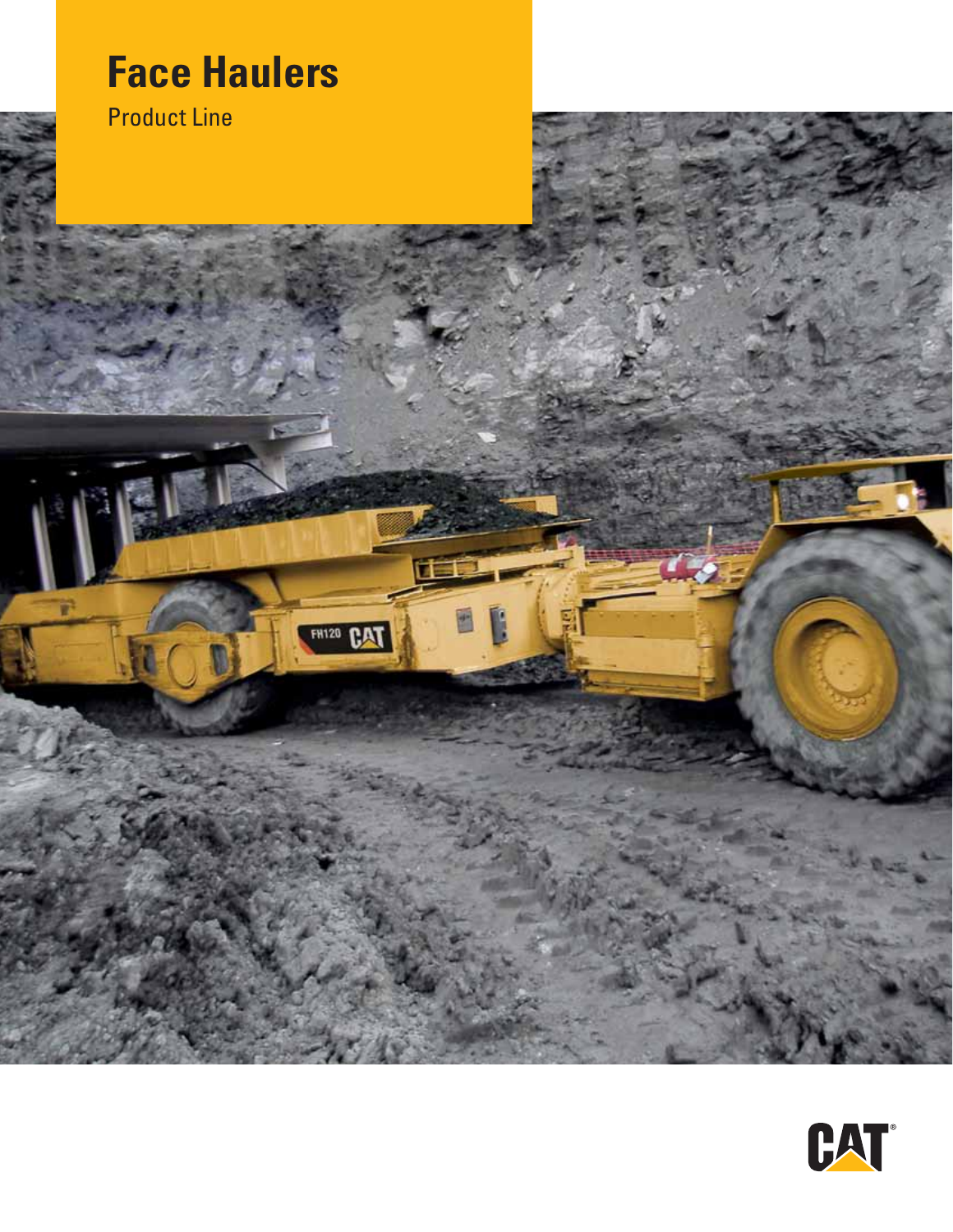# Face Haulers

Product Line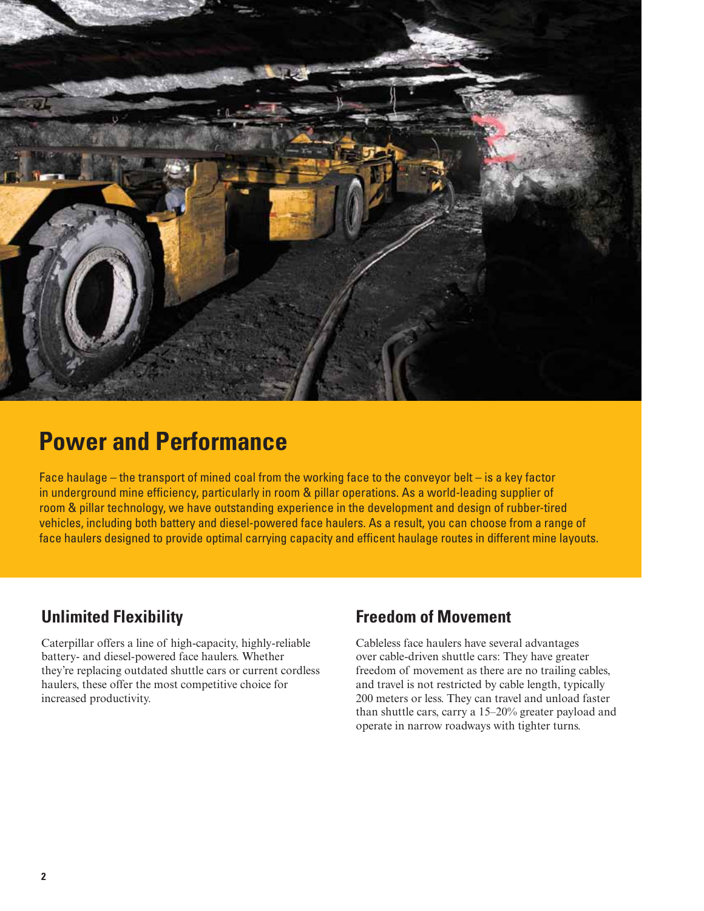## Power and Performance

Face haulage – the transport of mined coal from the working face to the conveyor belt – is a key factor in underground mine efficiency, particularly in room & pillar operations. As a world-leading supplier of room & pillar technology, we have outstanding experience in the development and design of rubber-tired vehicles, including both battery and diesel-powered face haulers. As a result, you can choose from a range of face haulers designed to provide optimal carrying capacity and efficent haulage routes in different mine layouts.

### Unlimited Flexibility

Caterpillar offers a line of high-capacity, highly-reliable battery- and diesel-powered face haulers. Whether they're replacing outdated shuttle cars or current cordless haulers, these offer the most competitive choice for increased productivity.

### Freedom of Movement

Cableless face haulers have several advantages over cable-driven shuttle cars: They have greater freedom of movement as there are no trailing cables, and travel is not restricted by cable length, typically 200 meters or less. They can travel and unload faster than shuttle cars, carry a 15–20% greater payload and operate in narrow roadways with tighter turns.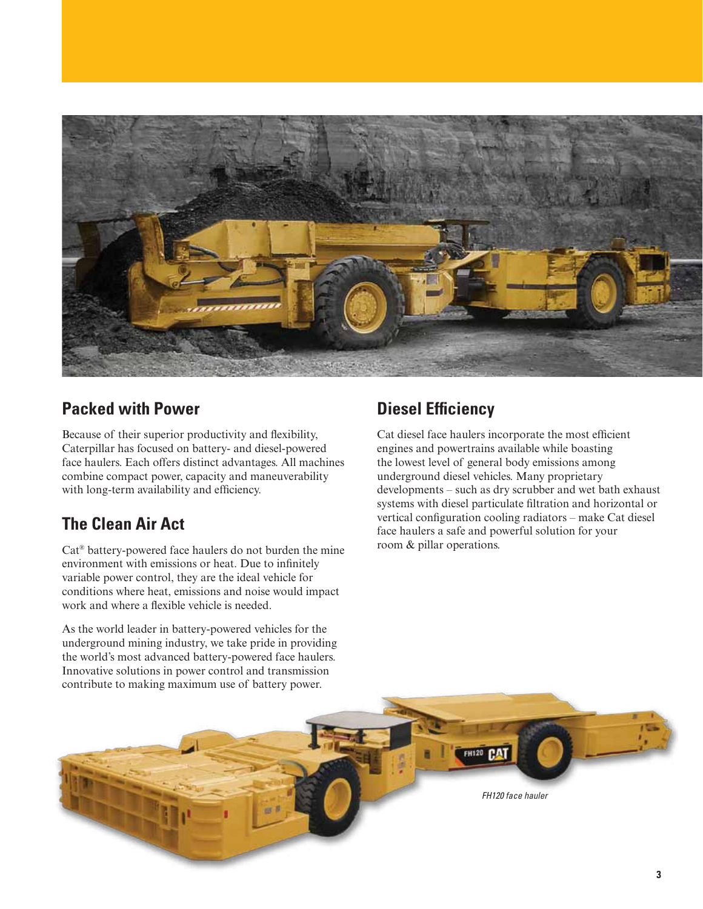## Packed with Power

Because of their superior productivity and flexibility, Caterpillar has focused on battery- and diesel-powered face haulers. Each offers distinct advantages. All machines combine compact power, capacity and maneuverability with long-term availability and efficiency.

## The Clean Air Act

Cat® battery-powered face haulers do not burden the mine environment with emissions or heat. Due to infinitely variable power control, they are the ideal vehicle for conditions where heat, emissions and noise would impact work and where a flexible vehicle is needed.

As the world leader in battery-powered vehicles for the underground mining industry, we take pride in providing the world's most advanced battery-powered face haulers. Innovative solutions in power control and transmission contribute to making maximum use of battery power.

## Diesel Efficiency

Cat diesel face haulers incorporate the most efficient engines and powertrains available while boasting the lowest level of general body emissions among underground diesel vehicles. Many proprietary developments – such as dry scrubber and wet bath exhaust systems with diesel particulate filtration and horizontal or vertical configuration cooling radiators – make Cat diesel face haulers a safe and powerful solution for your room & pillar operations.

*FH120 face hauler*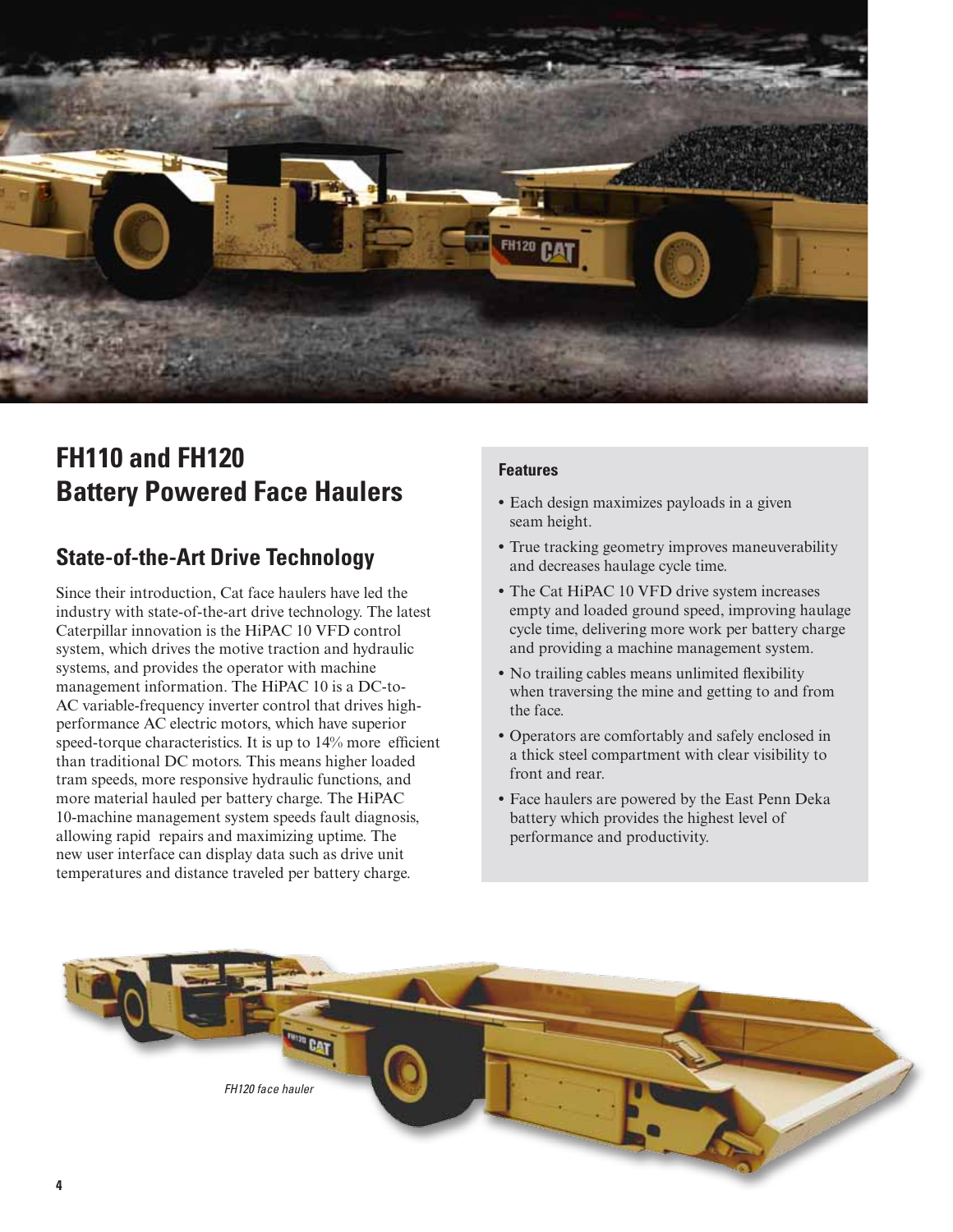# FH110 and FH120 Battery Powered Face Haulers

## State-of-the-Art Drive Technology

Since their introduction, Cat face haulers have led the industry with state-of-the-art drive technology. The latest Caterpillar innovation is the HiPAC 10 VFD control system, which drives the motive traction and hydraulic systems, and provides the operator with machine management information. The HiPAC 10 is a DC-to-AC variable-frequency inverter control that drives high-performance AC electric motors, which have superior speed-torque characteristics. It is up to 14% more efficient than traditional DC motors. This means higher loaded tram speeds, more responsive hydraulic functions, and more material hauled per battery charge. The HiPAC 10-machine management system speeds fault diagnosis, allowing rapid repairs and maximizing uptime. The new user interface can display data such as drive unit temperatures and distance traveled per battery charge.

**Features**

- Each design maximizes payloads in a given seam height.
- True tracking geometry improves maneuverability and decreases haulage cycle time.
- The Cat HiPAC 10 VFD drive system increases empty and loaded ground speed, improving haulage cycle time, delivering more work per battery charge and providing a machine management system.
- No trailing cables means unlimited flexibility when traversing the mine and getting to and from the face.
- Operators are comfortably and safely enclosed in a thick steel compartment with clear visibility to front and rear.
- Face haulers are powered by the East Penn Deka battery which provides the highest level of performance and productivity.

*FH120 face hauler*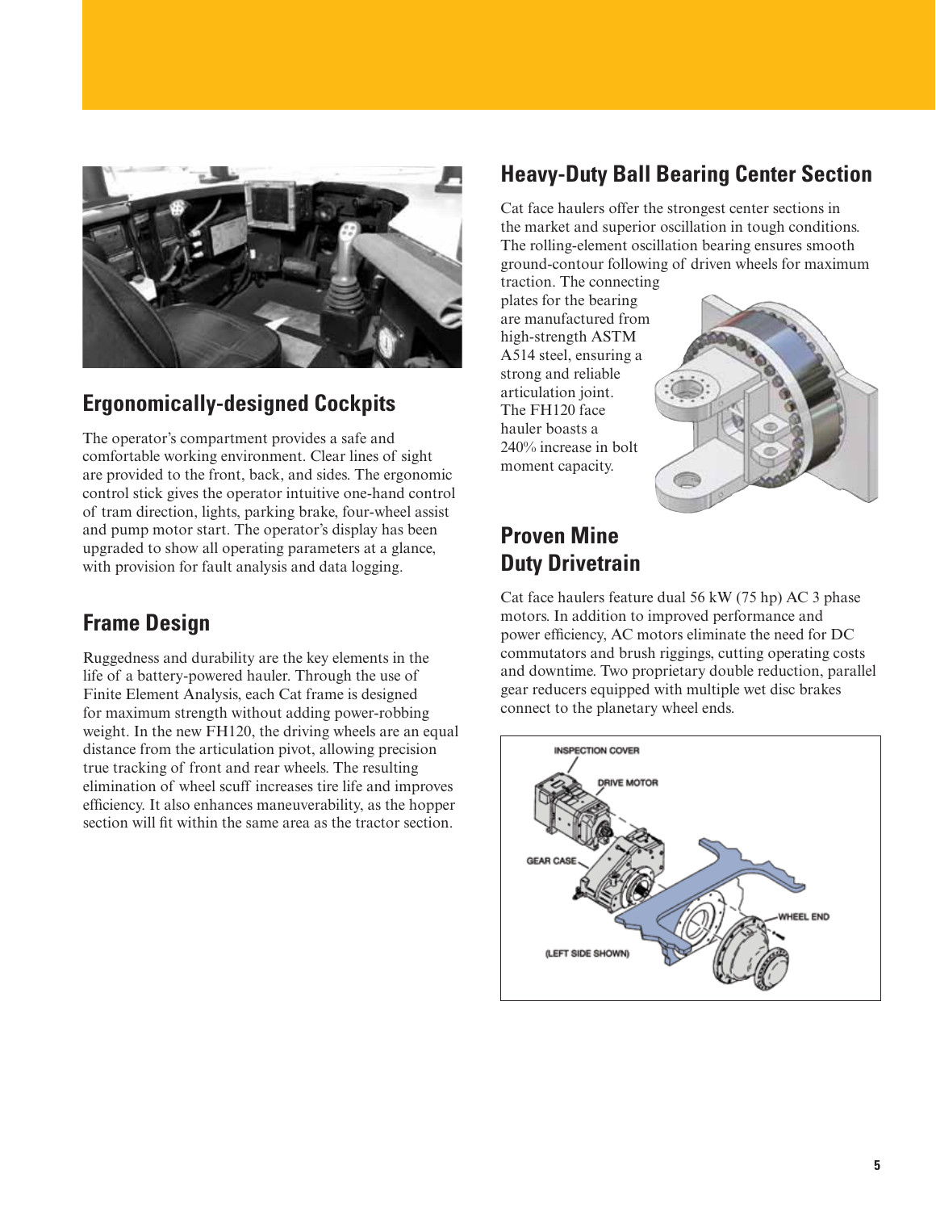## Ergonomically-designed Cockpits

The operator's compartment provides a safe and comfortable working environment. Clear lines of sight are provided to the front, back, and sides. The ergonomic control stick gives the operator intuitive one-hand control of tram direction, lights, parking brake, four-wheel assist and pump motor start. The operator's display has been upgraded to show all operating parameters at a glance, with provision for fault analysis and data logging.

## Frame Design

Ruggedness and durability are the key elements in the life of a battery-powered hauler. Through the use of Finite Element Analysis, each Cat frame is designed for maximum strength without adding power-robbing weight. In the new FH120, the driving wheels are an equal distance from the articulation pivot, allowing precision true tracking of front and rear wheels. The resulting elimination of wheel scuff increases tire life and improves efficiency. It also enhances maneuverability, as the hopper section will fit within the same area as the tractor section.

## Heavy-Duty Ball Bearing Center Section

Cat face haulers offer the strongest center sections in the market and superior oscillation in tough conditions. The rolling-element oscillation bearing ensures smooth ground-contour following of driven wheels for maximum traction. The connecting plates for the bearing are manufactured from high-strength ASTM A514 steel, ensuring a strong and reliable articulation joint. The FH120 face hauler boasts a 240% increase in bolt moment capacity.

## Proven Mine Duty Drivetrain

Cat face haulers feature dual 56 kW (75 hp) AC 3 phase motors. In addition to improved performance and power efficiency, AC motors eliminate the need for DC commutators and brush riggings, cutting operating costs and downtime. Two proprietary double reduction, parallel gear reducers equipped with multiple wet disc brakes connect to the planetary wheel ends.

INSPECTION COVER

DRIVE MOTOR

GEAR CASE

WHEEL END

(LEFT SIDE SHOWN)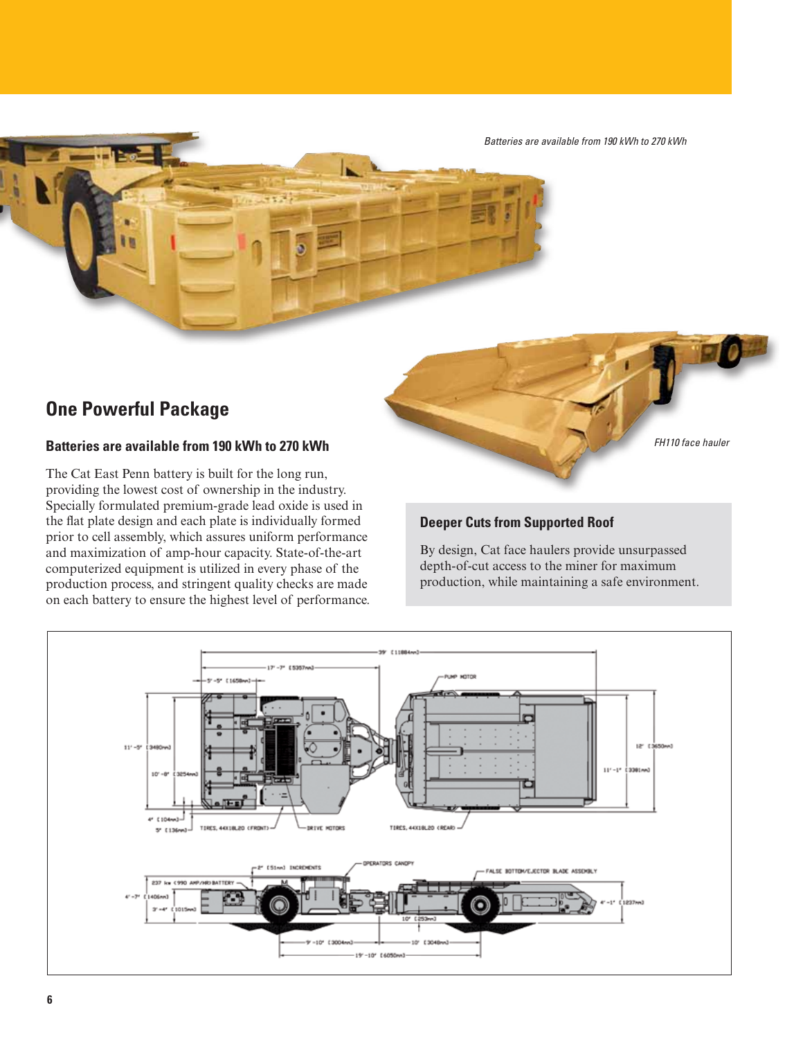*Batteries are available from 190 kWh to 270 kWh*

## One Powerful Package

### Batteries are available from 190 kWh to 270 kWh

The Cat East Penn battery is built for the long run, providing the lowest cost of ownership in the industry. Specially formulated premium-grade lead oxide is used in the flat plate design and each plate is individually formed prior to cell assembly, which assures uniform performance and maximization of amp-hour capacity. State-of-the-art computerized equipment is utilized in every phase of the production process, and stringent quality checks are made on each battery to ensure the highest level of performance.

*FH110 face hauler*

### Deeper Cuts from Supported Roof

By design, Cat face haulers provide unsurpassed depth-of-cut access to the miner for maximum production, while maintaining a safe environment.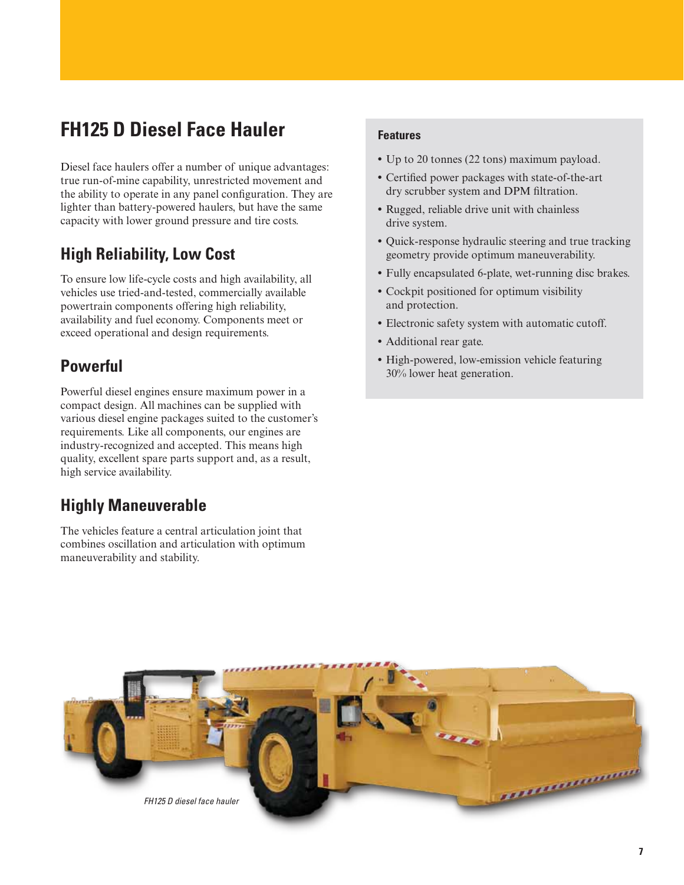# FH125 D Diesel Face Hauler

Diesel face haulers offer a number of unique advantages: true run-of-mine capability, unrestricted movement and the ability to operate in any panel configuration. They are lighter than battery-powered haulers, but have the same capacity with lower ground pressure and tire costs.

## High Reliability, Low Cost

To ensure low life-cycle costs and high availability, all vehicles use tried-and-tested, commercially available powertrain components offering high reliability, availability and fuel economy. Components meet or exceed operational and design requirements.

## Powerful

Powerful diesel engines ensure maximum power in a compact design. All machines can be supplied with various diesel engine packages suited to the customer's requirements. Like all components, our engines are industry-recognized and accepted. This means high quality, excellent spare parts support and, as a result, high service availability.

## Highly Maneuverable

The vehicles feature a central articulation joint that combines oscillation and articulation with optimum maneuverability and stability.

### Features

- Up to 20 tonnes (22 tons) maximum payload.
- Certified power packages with state-of-the-art dry scrubber system and DPM filtration.
- Rugged, reliable drive unit with chainless drive system.
- Quick-response hydraulic steering and true tracking geometry provide optimum maneuverability.
- Fully encapsulated 6-plate, wet-running disc brakes.
- Cockpit positioned for optimum visibility and protection.
- Electronic safety system with automatic cutoff.
- Additional rear gate.
- High-powered, low-emission vehicle featuring 30% lower heat generation.

*FH125 D diesel face hauler*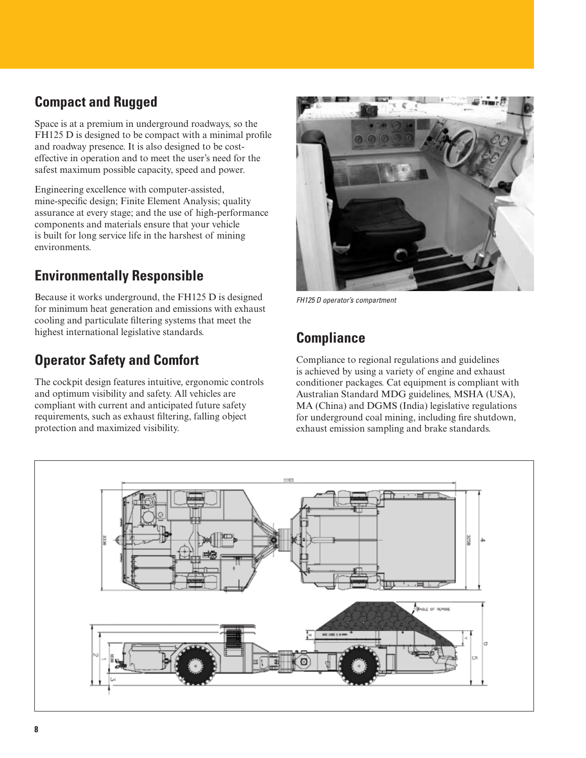## Compact and Rugged

Space is at a premium in underground roadways, so the FH125 D is designed to be compact with a minimal profile and roadway presence. It is also designed to be cost-effective in operation and to meet the user's need for the safest maximum possible capacity, speed and power.

Engineering excellence with computer-assisted, mine-specific design; Finite Element Analysis; quality assurance at every stage; and the use of high-performance components and materials ensure that your vehicle is built for long service life in the harshest of mining environments.

## Environmentally Responsible

Because it works underground, the FH125 D is designed for minimum heat generation and emissions with exhaust cooling and particulate filtering systems that meet the highest international legislative standards.

## Operator Safety and Comfort

The cockpit design features intuitive, ergonomic controls and optimum visibility and safety. All vehicles are compliant with current and anticipated future safety requirements, such as exhaust filtering, falling object protection and maximized visibility.

*FH125 D operator's compartment*

## Compliance

Compliance to regional regulations and guidelines is achieved by using a variety of engine and exhaust conditioner packages. Cat equipment is compliant with Australian Standard MDG guidelines, MSHA (USA), MA (China) and DGMS (India) legislative regulations for underground coal mining, including fire shutdown, exhaust emission sampling and brake standards.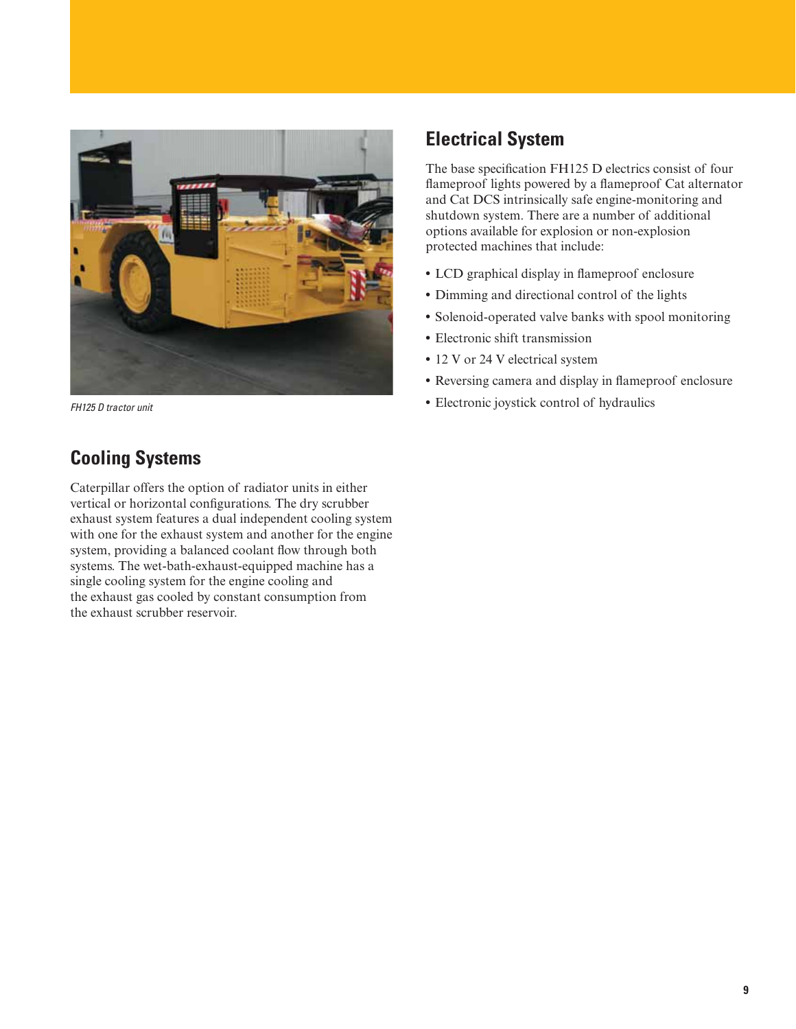FH125 D tractor unit

## Cooling Systems

Caterpillar offers the option of radiator units in either vertical or horizontal configurations. The dry scrubber exhaust system features a dual independent cooling system with one for the exhaust system and another for the engine system, providing a balanced coolant flow through both systems. The wet-bath-exhaust-equipped machine has a single cooling system for the engine cooling and the exhaust gas cooled by constant consumption from the exhaust scrubber reservoir.

## Electrical System

The base specification FH125 D electrics consist of four flameproof lights powered by a flameproof Cat alternator and Cat DCS intrinsically safe engine-monitoring and shutdown system. There are a number of additional options available for explosion or non-explosion protected machines that include:

- LCD graphical display in flameproof enclosure
- Dimming and directional control of the lights
- Solenoid-operated valve banks with spool monitoring
- Electronic shift transmission
- 12 V or 24 V electrical system
- Reversing camera and display in flameproof enclosure
- Electronic joystick control of hydraulics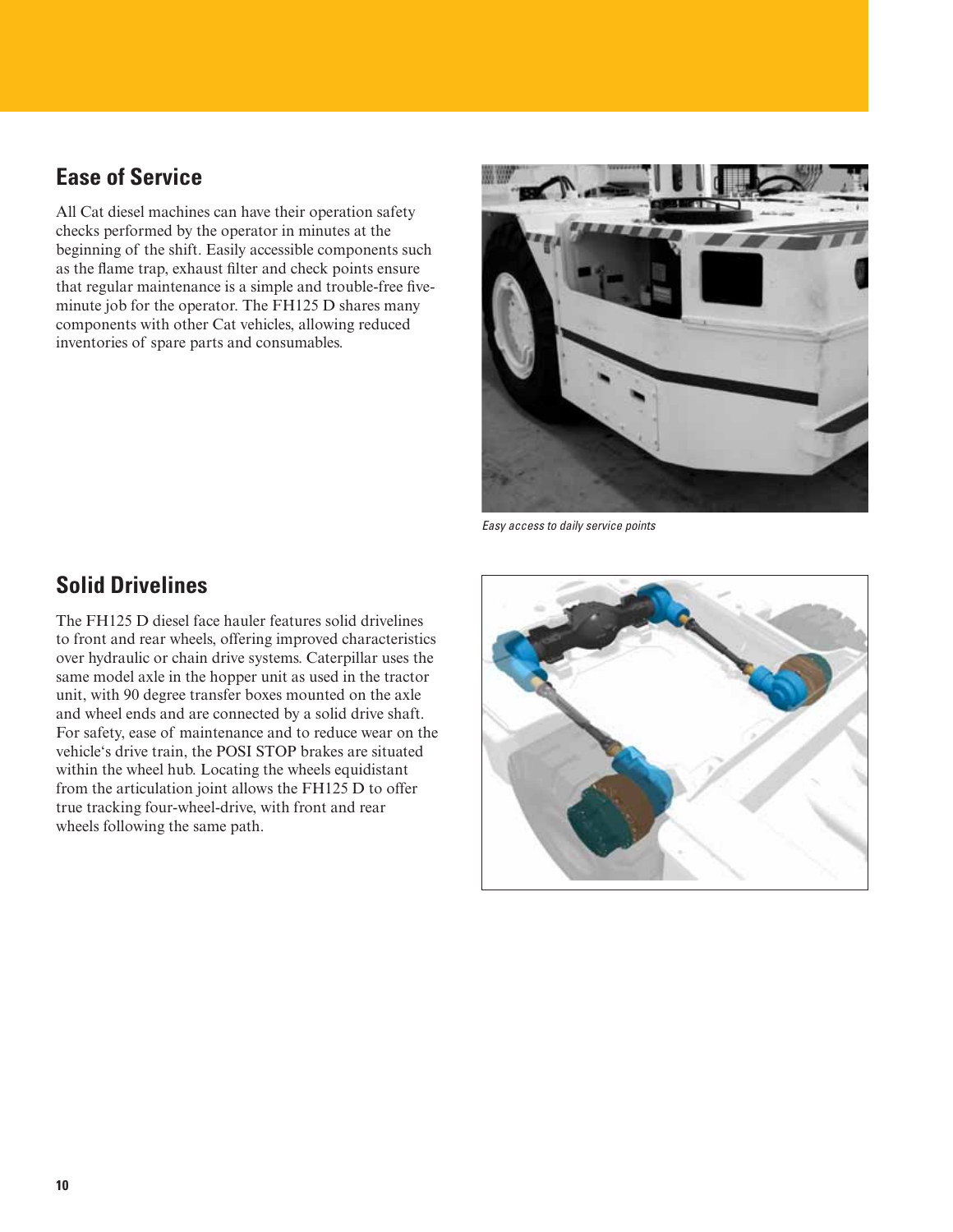## Ease of Service

All Cat diesel machines can have their operation safety checks performed by the operator in minutes at the beginning of the shift. Easily accessible components such as the flame trap, exhaust filter and check points ensure that regular maintenance is a simple and trouble-free five-minute job for the operator. The FH125 D shares many components with other Cat vehicles, allowing reduced inventories of spare parts and consumables.

*Easy access to daily service points*

## Solid Drivelines

The FH125 D diesel face hauler features solid drivelines to front and rear wheels, offering improved characteristics over hydraulic or chain drive systems. Caterpillar uses the same model axle in the hopper unit as used in the tractor unit, with 90 degree transfer boxes mounted on the axle and wheel ends and are connected by a solid drive shaft. For safety, ease of maintenance and to reduce wear on the vehicle's drive train, the POSI STOP brakes are situated within the wheel hub. Locating the wheels equidistant from the articulation joint allows the FH125 D to offer true tracking four-wheel-drive, with front and rear wheels following the same path.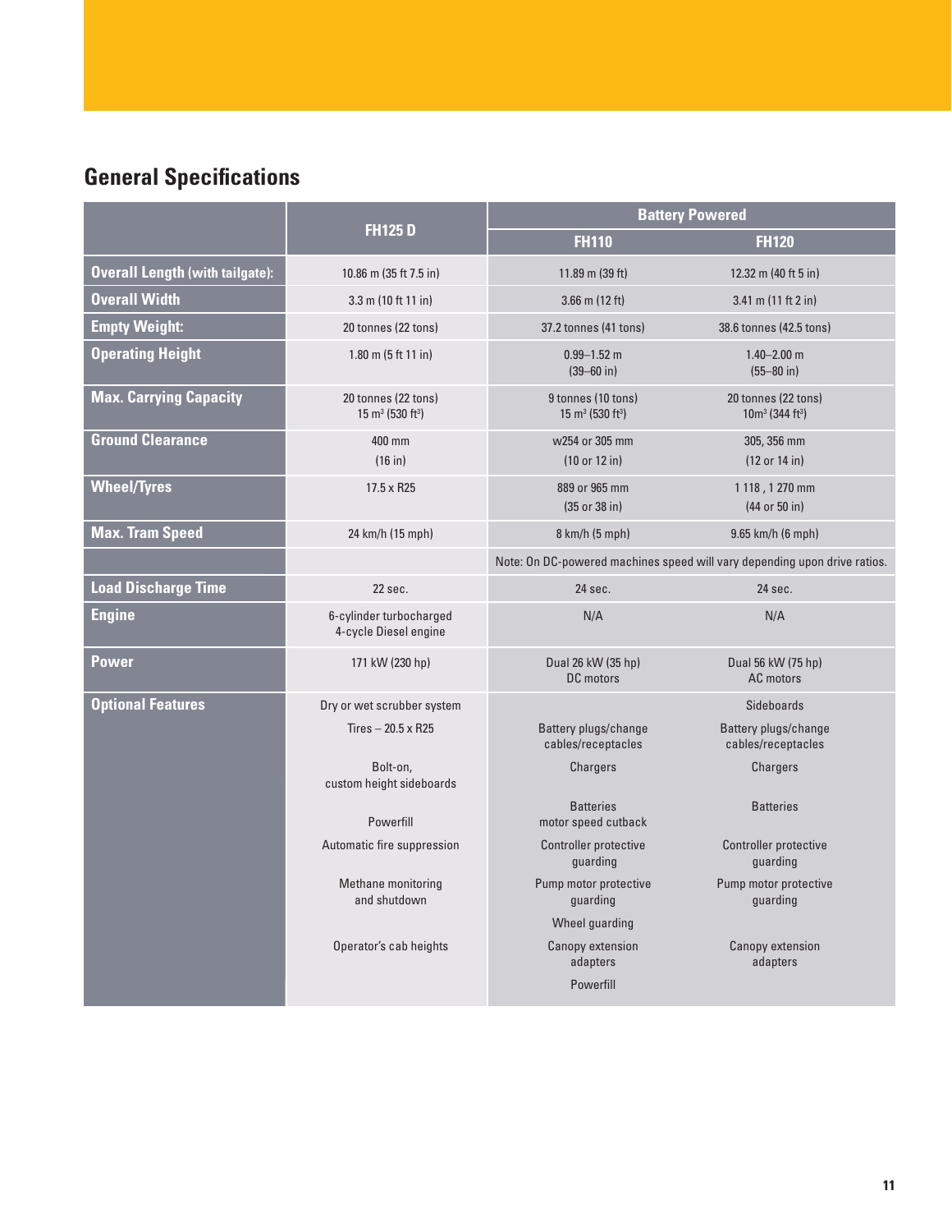## General Specifications

| | FH125 D | Battery Powered | |
|---|---|---|---|
| | | FH110 | FH120 |
| **Overall Length** (with tailgate): | 10.86 m (35 ft 7.5 in) | 11.89 m (39 ft) | 12.32 m (40 ft 5 in) |
| **Overall Width** | 3.3 m (10 ft 11 in) | 3.66 m (12 ft) | 3.41 m (11 ft 2 in) |
| **Empty Weight:** | 20 tonnes (22 tons) | 37.2 tonnes (41 tons) | 38.6 tonnes (42.5 tons) |
| **Operating Height** | 1.80 m (5 ft 11 in) | 0.99–1.52 m (39–60 in) | 1.40–2.00 m (55–80 in) |
| **Max. Carrying Capacity** | 20 tonnes (22 tons) 15 m³ (530 ft³) | 9 tonnes (10 tons) 15 m³ (530 ft³) | 20 tonnes (22 tons) 10m³ (344 ft³) |
| **Ground Clearance** | 400 mm (16 in) | w254 or 305 mm (10 or 12 in) | 305, 356 mm (12 or 14 in) |
| **Wheel/Tyres** | 17.5 x R25 | 889 or 965 mm (35 or 38 in) | 1 118 , 1 270 mm (44 or 50 in) |
| **Max. Tram Speed** | 24 km/h (15 mph) | 8 km/h (5 mph) | 9.65 km/h (6 mph) |
| | | Note: On DC-powered machines speed will vary depending upon drive ratios. | |
| **Load Discharge Time** | 22 sec. | 24 sec. | 24 sec. |
| **Engine** | 6-cylinder turbocharged 4-cycle Diesel engine | N/A | N/A |
| **Power** | 171 kW (230 hp) | Dual 26 kW (35 hp) DC motors | Dual 56 kW (75 hp) AC motors |
| **Optional Features** | Dry or wet scrubber system<br>Tires – 20.5 x R25<br>Bolt-on, custom height sideboards<br>Powerfill<br>Automatic fire suppression<br>Methane monitoring and shutdown<br>Operator's cab heights | Battery plugs/change cables/receptacles<br>Chargers<br>Batteries motor speed cutback<br>Controller protective guarding<br>Pump motor protective guarding<br>Wheel guarding<br>Canopy extension adapters<br>Powerfill | Sideboards<br>Battery plugs/change cables/receptacles<br>Chargers<br>Batteries<br>Controller protective guarding<br>Pump motor protective guarding<br>Canopy extension adapters |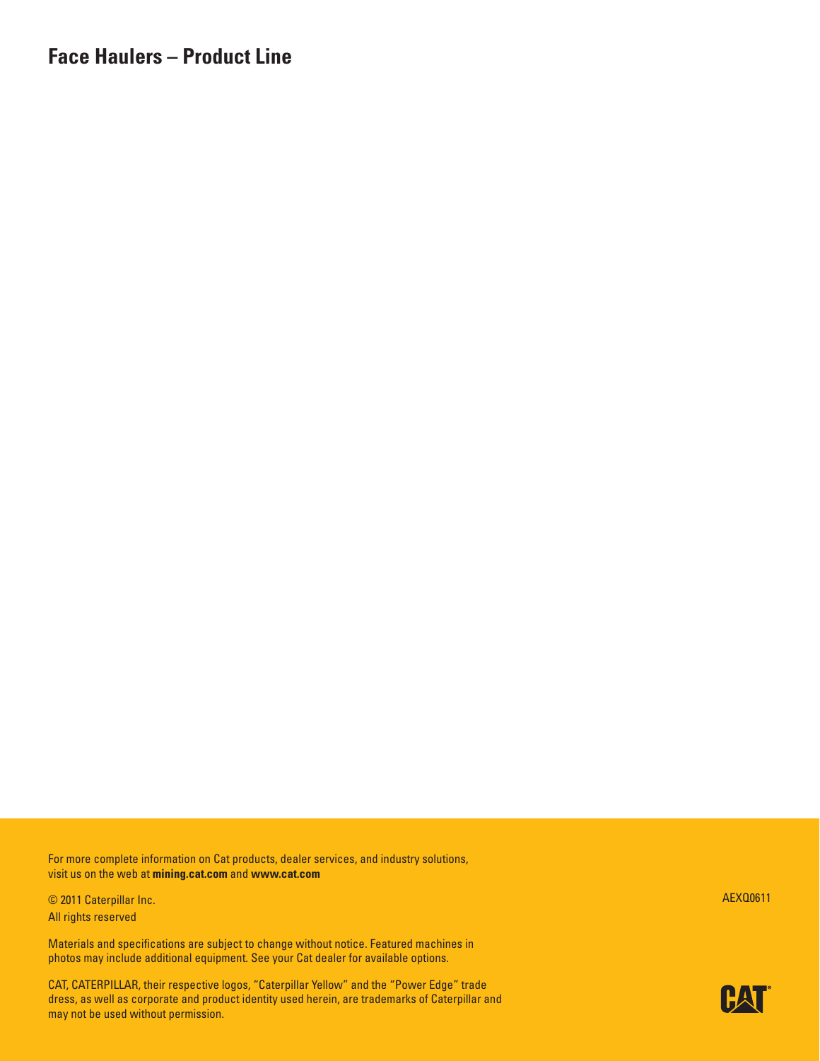## Face Haulers – Product Line

For more complete information on Cat products, dealer services, and industry solutions, visit us on the web at **mining.cat.com** and **www.cat.com**

© 2011 Caterpillar Inc.
All rights reserved

AEXQ0611

Materials and specifications are subject to change without notice. Featured machines in photos may include additional equipment. See your Cat dealer for available options.

CAT, CATERPILLAR, their respective logos, "Caterpillar Yellow" and the "Power Edge" trade dress, as well as corporate and product identity used herein, are trademarks of Caterpillar and may not be used without permission.